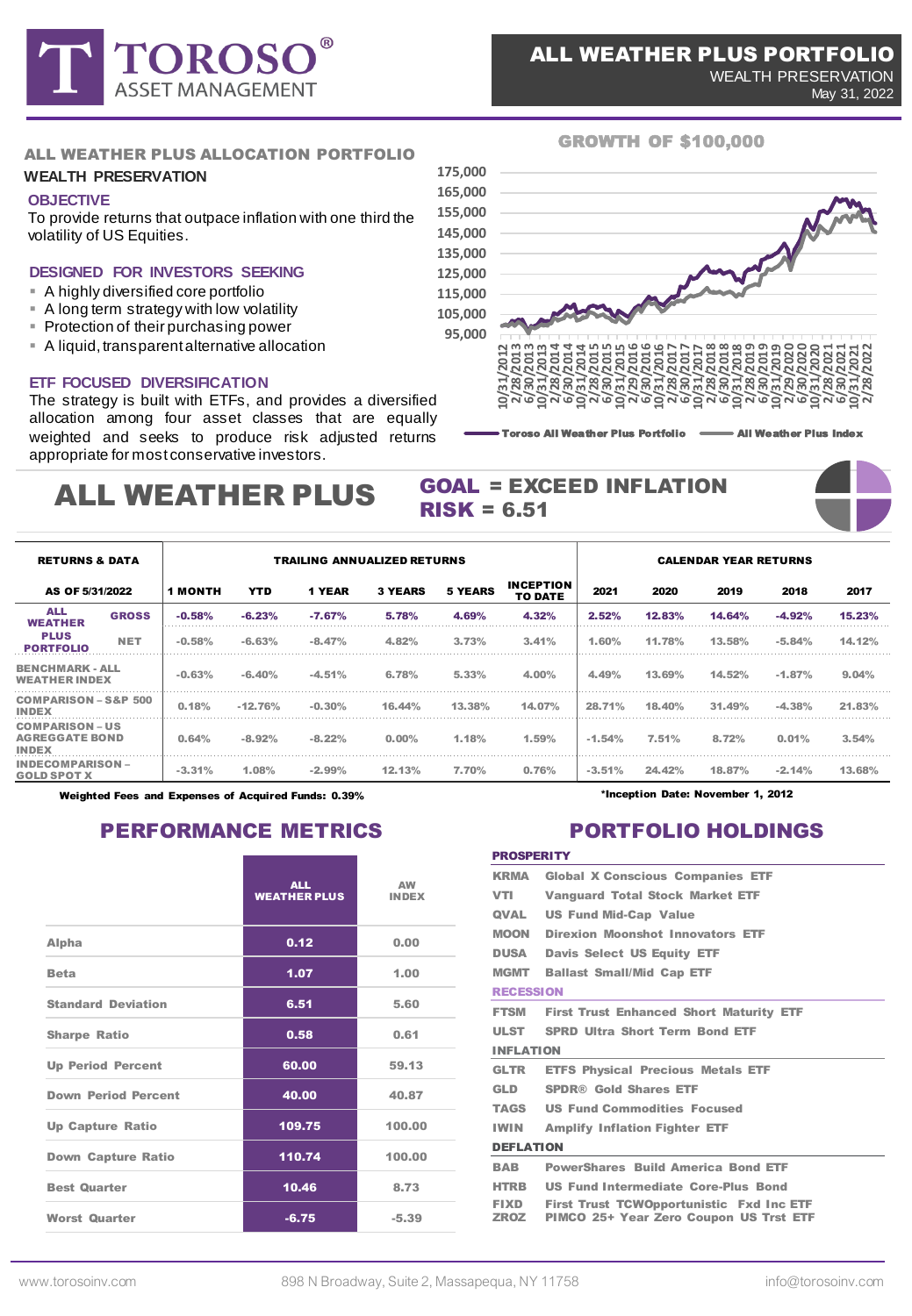# TOROSO® ASSET MANAGEMENT

## ALL WEATHER PLUS PORTFOLIO
WEALTH PRESERVATION
May 31, 2022

## ALL WEATHER PLUS ALLOCATION PORTFOLIO
**WEALTH PRESERVATION**

### OBJECTIVE
To provide returns that outpace inflation with one third the volatility of US Equities.

### DESIGNED FOR INVESTORS SEEKING
- A highly diversified core portfolio
- A long term strategy with low volatility
- Protection of their purchasing power
- A liquid, transparent alternative allocation

### ETF FOCUSED DIVERSIFICATION
The strategy is built with ETFs, and provides a diversified allocation among four asset classes that are equally weighted and seeks to produce risk adjusted returns appropriate for most conservative investors.

### GROWTH OF $100,000

Y-axis: 95,000 – 175,000. X-axis: 10/31/2012 – 2/28/2022.

Legend: Toroso All Weather Plus Portfolio; All Weather Plus Index

## ALL WEATHER PLUS

**GOAL = EXCEED INFLATION**
**RISK = 6.51**

| RETURNS & DATA | | TRAILING ANNUALIZED RETURNS | | | | | | CALENDAR YEAR RETURNS | | | | |
|---|---|---|---|---|---|---|---|---|---|---|---|---|
| AS OF 5/31/2022 | | 1 MONTH | YTD | 1 YEAR | 3 YEARS | 5 YEARS | INCEPTION TO DATE | 2021 | 2020 | 2019 | 2018 | 2017 |
| ALL WEATHER PLUS PORTFOLIO | GROSS | -0.58% | -6.23% | -7.67% | 5.78% | 4.69% | 4.32% | 2.52% | 12.83% | 14.64% | -4.92% | 15.23% |
| | NET | -0.58% | -6.63% | -8.47% | 4.82% | 3.73% | 3.41% | 1.60% | 11.78% | 13.58% | -5.84% | 14.12% |
| BENCHMARK - ALL WEATHER INDEX | | -0.63% | -6.40% | -4.51% | 6.78% | 5.33% | 4.00% | 4.49% | 13.69% | 14.52% | -1.87% | 9.04% |
| COMPARISON – S&P 500 INDEX | | 0.18% | -12.76% | -0.30% | 16.44% | 13.38% | 14.07% | 28.71% | 18.40% | 31.49% | -4.38% | 21.83% |
| COMPARISON – US AGREGGATE BOND INDEX | | 0.64% | -8.92% | -8.22% | 0.00% | 1.18% | 1.59% | -1.54% | 7.51% | 8.72% | 0.01% | 3.54% |
| INDECOMPARISON – GOLD SPOT X | | -3.31% | 1.08% | -2.99% | 12.13% | 7.70% | 0.76% | -3.51% | 24.42% | 18.87% | -2.14% | 13.68% |

**Weighted Fees and Expenses of Acquired Funds: 0.39%**

**\*Inception Date: November 1, 2012**

## PERFORMANCE METRICS

| | ALL WEATHER PLUS | AW INDEX |
|---|---|---|
| Alpha | 0.12 | 0.00 |
| Beta | 1.07 | 1.00 |
| Standard Deviation | 6.51 | 5.60 |
| Sharpe Ratio | 0.58 | 0.61 |
| Up Period Percent | 60.00 | 59.13 |
| Down Period Percent | 40.00 | 40.87 |
| Up Capture Ratio | 109.75 | 100.00 |
| Down Capture Ratio | 110.74 | 100.00 |
| Best Quarter | 10.46 | 8.73 |
| Worst Quarter | -6.75 | -5.39 |

## PORTFOLIO HOLDINGS

| Ticker | Fund |
|---|---|
| **PROSPERITY** | |
| KRMA | Global X Conscious Companies ETF |
| VTI | Vanguard Total Stock Market ETF |
| QVAL | US Fund Mid-Cap Value |
| MOON | Direxion Moonshot Innovators ETF |
| DUSA | Davis Select US Equity ETF |
| MGMT | Ballast Small/Mid Cap ETF |
| **RECESSION** | |
| FTSM | First Trust Enhanced Short Maturity ETF |
| ULST | SPRD Ultra Short Term Bond ETF |
| **INFLATION** | |
| GLTR | ETFS Physical Precious Metals ETF |
| GLD | SPDR® Gold Shares ETF |
| TAGS | US Fund Commodities Focused |
| IWIN | Amplify Inflation Fighter ETF |
| **DEFLATION** | |
| BAB | PowerShares Build America Bond ETF |
| HTRB | US Fund Intermediate Core-Plus Bond |
| FIXD | First Trust TCWOpportunistic Fxd Inc ETF |
| ZROZ | PIMCO 25+ Year Zero Coupon US Trst ETF |

www.torosoinv.com | 898 N Broadway, Suite 2, Massapequa, NY 11758 | info@torosoinv.com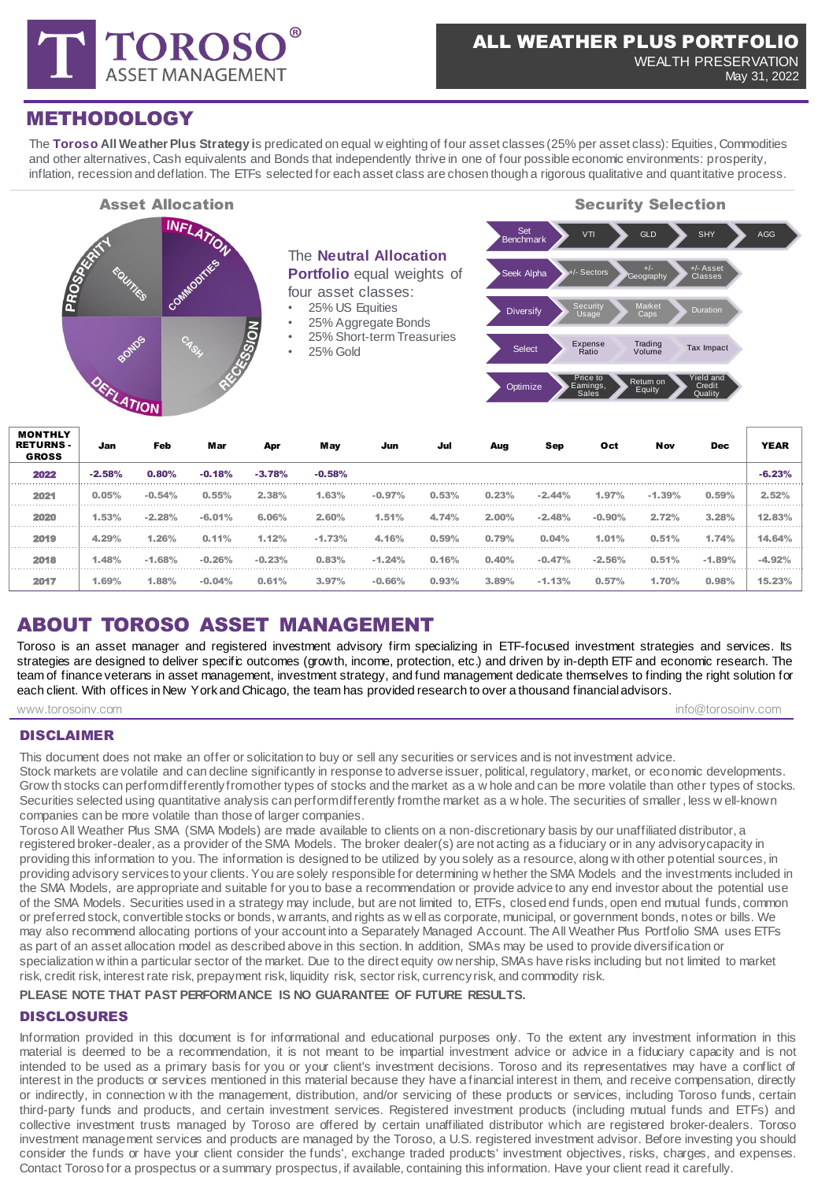# TOROSO ASSET MANAGEMENT

## ALL WEATHER PLUS PORTFOLIO
WEALTH PRESERVATION
May 31, 2022

## METHODOLOGY

The **Toroso All Weather Plus Strategy** is predicated on equal weighting of four asset classes (25% per asset class): Equities, Commodities and other alternatives, Cash equivalents and Bonds that independently thrive in one of four possible economic environments: prosperity, inflation, recession and deflation. The ETFs selected for each asset class are chosen though a rigorous qualitative and quantitative process.

### Asset Allocation

PROSPERITY – EQUITIES; INFLATION – COMMODITIES; RECESSION – CASH; DEFLATION – BONDS

The **Neutral Allocation Portfolio** equal weights of four asset classes:

- 25% US Equities
- 25% Aggregate Bonds
- 25% Short-term Treasuries
- 25% Gold

### Security Selection

| Step | | | | |
|---|---|---|---|---|
| Set Benchmark | VTI | GLD | SHY | AGG |
| Seek Alpha | +/- Sectors | +/- Geography | +/- Asset Classes | |
| Diversify | Security Usage | Market Caps | Duration | |
| Select | Expense Ratio | Trading Volume | Tax Impact | |
| Optimize | Price to Earnings, Sales | Return on Equity | Yield and Credit Quality | |

| MONTHLY RETURNS - GROSS | Jan | Feb | Mar | Apr | May | Jun | Jul | Aug | Sep | Oct | Nov | Dec | YEAR |
|---|---|---|---|---|---|---|---|---|---|---|---|---|---|
| 2022 | -2.58% | 0.80% | -0.18% | -3.78% | -0.58% | | | | | | | | -6.23% |
| 2021 | 0.05% | -0.54% | 0.55% | 2.38% | 1.63% | -0.97% | 0.53% | 0.23% | -2.44% | 1.97% | -1.39% | 0.59% | 2.52% |
| 2020 | 1.53% | -2.28% | -6.01% | 6.06% | 2.60% | 1.51% | 4.74% | 2.00% | -2.48% | -0.90% | 2.72% | 3.28% | 12.83% |
| 2019 | 4.29% | 1.26% | 0.11% | 1.12% | -1.73% | 4.16% | 0.59% | 0.79% | 0.04% | 1.01% | 0.51% | 1.74% | 14.64% |
| 2018 | 1.48% | -1.68% | -0.26% | -0.23% | 0.83% | -1.24% | 0.16% | 0.40% | -0.47% | -2.56% | 0.51% | -1.89% | -4.92% |
| 2017 | 1.69% | 1.88% | -0.04% | 0.61% | 3.97% | -0.66% | 0.93% | 3.89% | -1.13% | 0.57% | 1.70% | 0.98% | 15.23% |

## ABOUT TOROSO ASSET MANAGEMENT

Toroso is an asset manager and registered investment advisory firm specializing in ETF-focused investment strategies and services. Its strategies are designed to deliver specific outcomes (growth, income, protection, etc.) and driven by in-depth ETF and economic research. The team of finance veterans in asset management, investment strategy, and fund management dedicate themselves to finding the right solution for each client. With offices in New York and Chicago, the team has provided research to over a thousand financial advisors.

www.torosoinv.com info@torosoinv.com

### DISCLAIMER

This document does not make an offer or solicitation to buy or sell any securities or services and is not investment advice.
Stock markets are volatile and can decline significantly in response to adverse issuer, political, regulatory, market, or economic developments. Growth stocks can perform differently from other types of stocks and the market as a whole and can be more volatile than other types of stocks. Securities selected using quantitative analysis can perform differently from the market as a whole. The securities of smaller, less well-known companies can be more volatile than those of larger companies.
Toroso All Weather Plus SMA (SMA Models) are made available to clients on a non-discretionary basis by our unaffiliated distributor, a registered broker-dealer, as a provider of the SMA Models. The broker dealer(s) are not acting as a fiduciary or in any advisory capacity in providing this information to you. The information is designed to be utilized by you solely as a resource, along with other potential sources, in providing advisory services to your clients. You are solely responsible for determining whether the SMA Models and the investments included in the SMA Models, are appropriate and suitable for you to base a recommendation or provide advice to any end investor about the potential use of the SMA Models. Securities used in a strategy may include, but are not limited to, ETFs, closed end funds, open end mutual funds, common or preferred stock, convertible stocks or bonds, warrants, and rights as well as corporate, municipal, or government bonds, notes or bills. We may also recommend allocating portions of your account into a Separately Managed Account. The All Weather Plus Portfolio SMA uses ETFs as part of an asset allocation model as described above in this section. In addition, SMAs may be used to provide diversification or specialization within a particular sector of the market. Due to the direct equity ownership, SMAs have risks including but not limited to market risk, credit risk, interest rate risk, prepayment risk, liquidity risk, sector risk, currency risk, and commodity risk.

**PLEASE NOTE THAT PAST PERFORMANCE IS NO GUARANTEE OF FUTURE RESULTS.**

### DISCLOSURES

Information provided in this document is for informational and educational purposes only. To the extent any investment information in this material is deemed to be a recommendation, it is not meant to be impartial investment advice or advice in a fiduciary capacity and is not intended to be used as a primary basis for you or your client's investment decisions. Toroso and its representatives may have a conflict of interest in the products or services mentioned in this material because they have a financial interest in them, and receive compensation, directly or indirectly, in connection with the management, distribution, and/or servicing of these products or services, including Toroso funds, certain third-party funds and products, and certain investment services. Registered investment products (including mutual funds and ETFs) and collective investment trusts managed by Toroso are offered by certain unaffiliated distributor which are registered broker-dealers. Toroso investment management services and products are managed by the Toroso, a U.S. registered investment advisor. Before investing you should consider the funds or have your client consider the funds', exchange traded products' investment objectives, risks, charges, and expenses. Contact Toroso for a prospectus or a summary prospectus, if available, containing this information. Have your client read it carefully.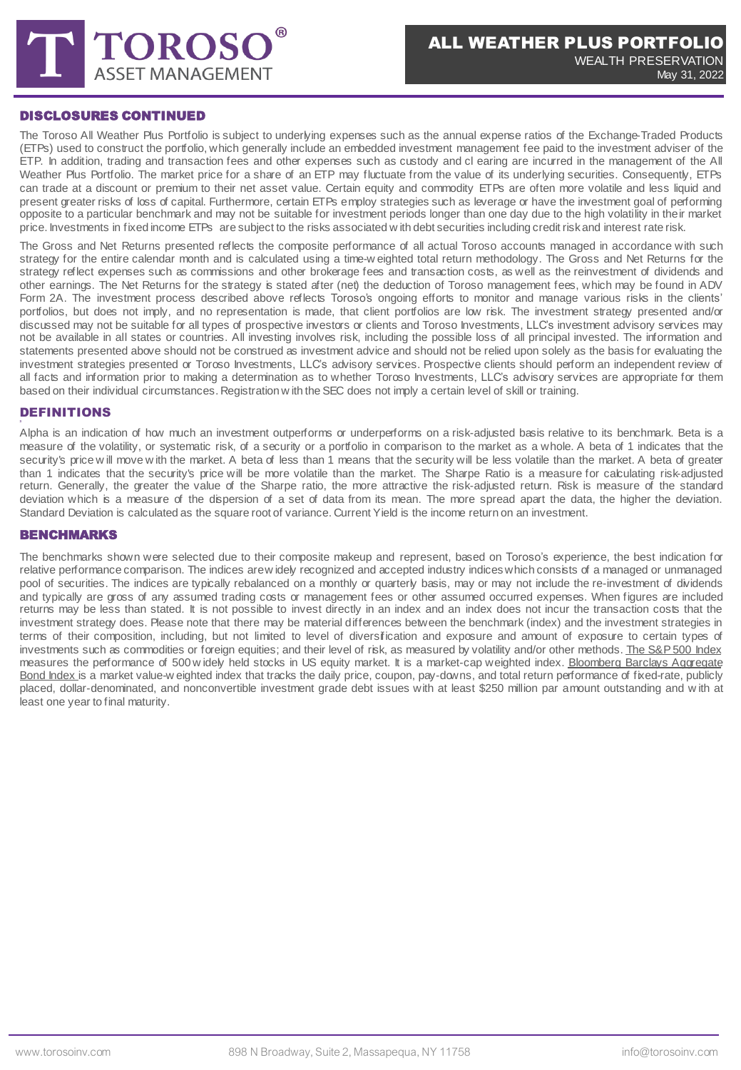## DISCLOSURES CONTINUED

The Toroso All Weather Plus Portfolio is subject to underlying expenses such as the annual expense ratios of the Exchange-Traded Products (ETPs) used to construct the portfolio, which generally include an embedded investment management fee paid to the investment adviser of the ETP. In addition, trading and transaction fees and other expenses such as custody and cl earing are incurred in the management of the All Weather Plus Portfolio. The market price for a share of an ETP may fluctuate from the value of its underlying securities. Consequently, ETPs can trade at a discount or premium to their net asset value. Certain equity and commodity ETPs are often more volatile and less liquid and present greater risks of loss of capital. Furthermore, certain ETPs employ strategies such as leverage or have the investment goal of performing opposite to a particular benchmark and may not be suitable for investment periods longer than one day due to the high volatility in their market price. Investments in fixed income ETPs are subject to the risks associated with debt securities including credit risk and interest rate risk.

The Gross and Net Returns presented reflects the composite performance of all actual Toroso accounts managed in accordance with such strategy for the entire calendar month and is calculated using a time-weighted total return methodology. The Gross and Net Returns for the strategy reflect expenses such as commissions and other brokerage fees and transaction costs, as well as the reinvestment of dividends and other earnings. The Net Returns for the strategy is stated after (net) the deduction of Toroso management fees, which may be found in ADV Form 2A. The investment process described above reflects Toroso's ongoing efforts to monitor and manage various risks in the clients' portfolios, but does not imply, and no representation is made, that client portfolios are low risk. The investment strategy presented and/or discussed may not be suitable for all types of prospective investors or clients and Toroso Investments, LLC's investment advisory services may not be available in all states or countries. All investing involves risk, including the possible loss of all principal invested. The information and statements presented above should not be construed as investment advice and should not be relied upon solely as the basis for evaluating the investment strategies presented or Toroso Investments, LLC's advisory services. Prospective clients should perform an independent review of all facts and information prior to making a determination as to whether Toroso Investments, LLC's advisory services are appropriate for them based on their individual circumstances. Registration with the SEC does not imply a certain level of skill or training.

## DEFINITIONS

Alpha is an indication of how much an investment outperforms or underperforms on a risk-adjusted basis relative to its benchmark. Beta is a measure of the volatility, or systematic risk, of a security or a portfolio in comparison to the market as a whole. A beta of 1 indicates that the security's price will move with the market. A beta of less than 1 means that the security will be less volatile than the market. A beta of greater than 1 indicates that the security's price will be more volatile than the market. The Sharpe Ratio is a measure for calculating risk-adjusted return. Generally, the greater the value of the Sharpe ratio, the more attractive the risk-adjusted return. Risk is measure of the standard deviation which is a measure of the dispersion of a set of data from its mean. The more spread apart the data, the higher the deviation. Standard Deviation is calculated as the square root of variance. Current Yield is the income return on an investment.

## BENCHMARKS

The benchmarks shown were selected due to their composite makeup and represent, based on Toroso's experience, the best indication for relative performance comparison. The indices are widely recognized and accepted industry indices which consists of a managed or unmanaged pool of securities. The indices are typically rebalanced on a monthly or quarterly basis, may or may not include the re-investment of dividends and typically are gross of any assumed trading costs or management fees or other assumed occurred expenses. When figures are included returns may be less than stated. It is not possible to invest directly in an index and an index does not incur the transaction costs that the investment strategy does. Please note that there may be material differences between the benchmark (index) and the investment strategies in terms of their composition, including, but not limited to level of diversification and exposure and amount of exposure to certain types of investments such as commodities or foreign equities; and their level of risk, as measured by volatility and/or other methods. The S&P 500 Index measures the performance of 500 widely held stocks in US equity market. It is a market-cap weighted index. Bloomberg Barclays Aggregate Bond Index is a market value-weighted index that tracks the daily price, coupon, pay-downs, and total return performance of fixed-rate, publicly placed, dollar-denominated, and nonconvertible investment grade debt issues with at least $250 million par amount outstanding and with at least one year to final maturity.